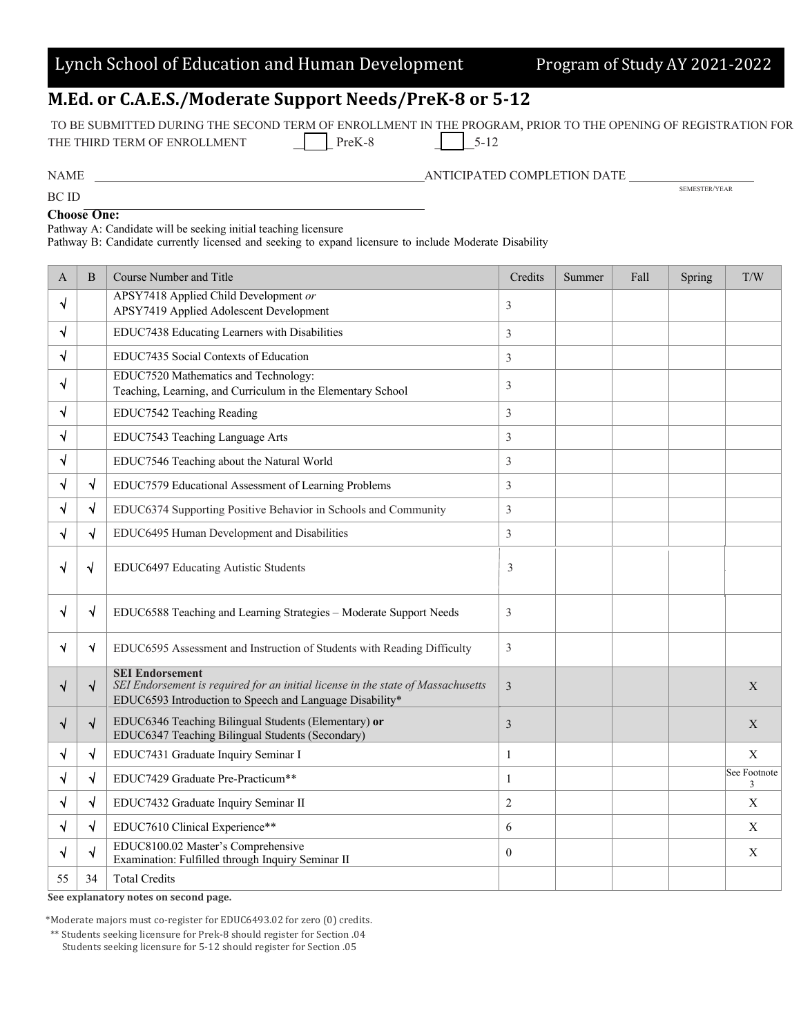Lynch School of Education and Human Development — Program of Study AY 2021-2022

# M.Ed. or C.A.E.S./Moderate Support Needs/PreK-8 or 5-12

TO BE SUBMITTED DURING THE SECOND TERM OF ENROLLMENT IN THE PROGRAM, PRIOR TO THE OPENING OF REGISTRATION FOR THE THIRD TERM OF ENROLLMENT ___ PreK-8 ___ 5-12

NAME ______________________ ANTICIPATED COMPLETION DATE ______________ (SEMESTER/YEAR)

BC ID ______________________

**Choose One:**

Pathway A: Candidate will be seeking initial teaching licensure

Pathway B: Candidate currently licensed and seeking to expand licensure to include Moderate Disability

| A | B | Course Number and Title | Credits | Summer | Fall | Spring | T/W |
|---|---|---|---|---|---|---|---|
| √ | | APSY7418 Applied Child Development *or* APSY7419 Applied Adolescent Development | 3 | | | | |
| √ | | EDUC7438 Educating Learners with Disabilities | 3 | | | | |
| √ | | EDUC7435 Social Contexts of Education | 3 | | | | |
| √ | | EDUC7520 Mathematics and Technology: Teaching, Learning, and Curriculum in the Elementary School | 3 | | | | |
| √ | | EDUC7542 Teaching Reading | 3 | | | | |
| √ | | EDUC7543 Teaching Language Arts | 3 | | | | |
| √ | | EDUC7546 Teaching about the Natural World | 3 | | | | |
| √ | √ | EDUC7579 Educational Assessment of Learning Problems | 3 | | | | |
| √ | √ | EDUC6374 Supporting Positive Behavior in Schools and Community | 3 | | | | |
| √ | √ | EDUC6495 Human Development and Disabilities | 3 | | | | |
| √ | √ | EDUC6497 Educating Autistic Students | 3 | | | | |
| √ | √ | EDUC6588 Teaching and Learning Strategies – Moderate Support Needs | 3 | | | | |
| √ | √ | EDUC6595 Assessment and Instruction of Students with Reading Difficulty | 3 | | | | |
| √ | √ | **SEI Endorsement** *SEI Endorsement is required for an initial license in the state of Massachusetts* EDUC6593 Introduction to Speech and Language Disability* | 3 | | | | X |
| √ | √ | EDUC6346 Teaching Bilingual Students (Elementary) **or** EDUC6347 Teaching Bilingual Students (Secondary) | 3 | | | | X |
| √ | √ | EDUC7431 Graduate Inquiry Seminar I | 1 | | | | X |
| √ | √ | EDUC7429 Graduate Pre-Practicum** | 1 | | | | See Footnote 3 |
| √ | √ | EDUC7432 Graduate Inquiry Seminar II | 2 | | | | X |
| √ | √ | EDUC7610 Clinical Experience** | 6 | | | | X |
| √ | √ | EDUC8100.02 Master's Comprehensive Examination: Fulfilled through Inquiry Seminar II | 0 | | | | X |
| 55 | 34 | Total Credits | | | | | |

**See explanatory notes on second page.**

*Moderate majors must co-register for EDUC6493.02 for zero (0) credits.

** Students seeking licensure for Prek-8 should register for Section .04
Students seeking licensure for 5-12 should register for Section .05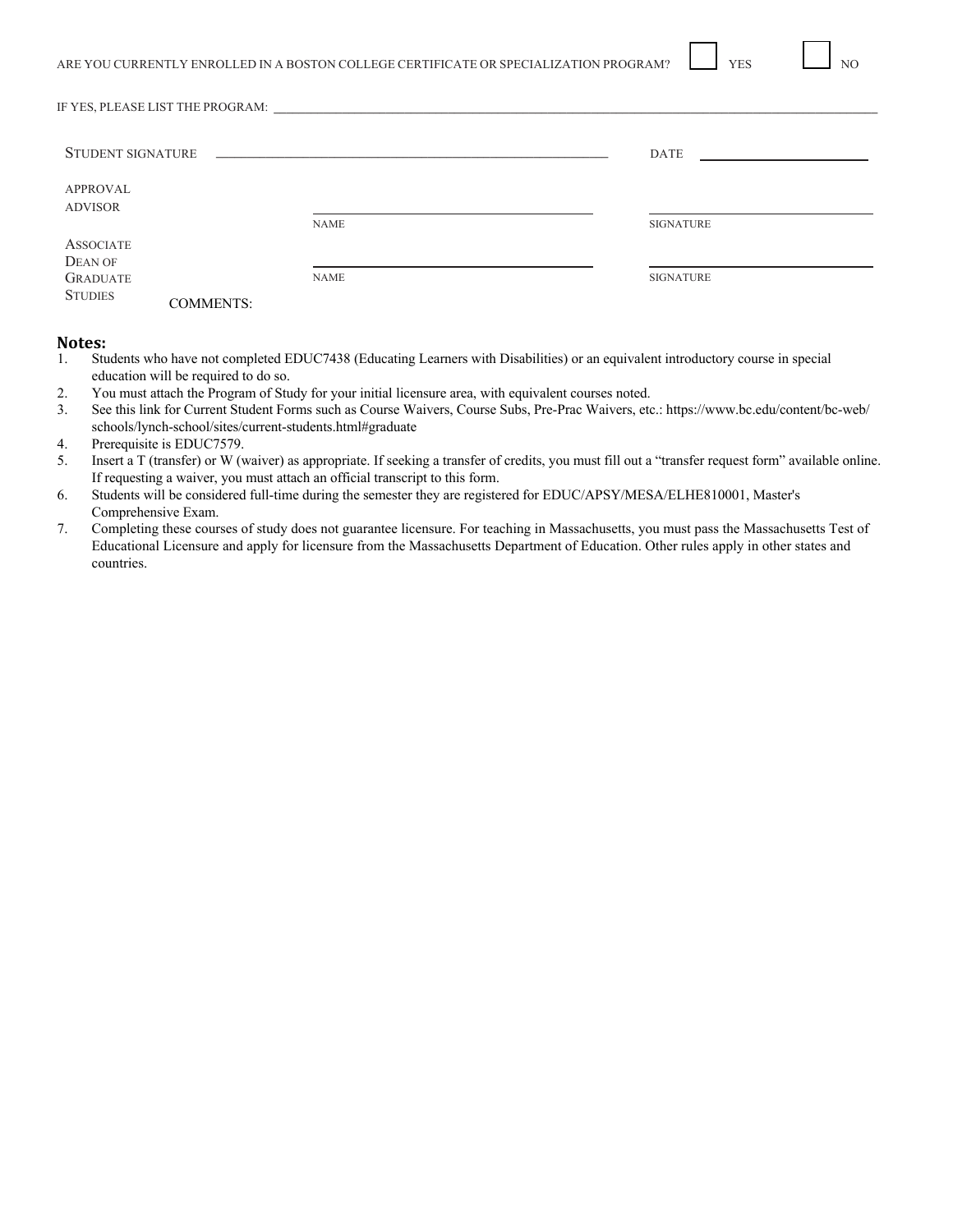ARE YOU CURRENTLY ENROLLED IN A BOSTON COLLEGE CERTIFICATE OR SPECIALIZATION PROGRAM? ☐ YES ☐ NO

IF YES, PLEASE LIST THE PROGRAM: ________________________________________

STUDENT SIGNATURE ________________________________________ DATE ____________________

| | | |
|---|---|---|
| APPROVAL ADVISOR | NAME | SIGNATURE |
| ASSOCIATE DEAN OF GRADUATE STUDIES | NAME | SIGNATURE |

COMMENTS:

**Notes:**

1. Students who have not completed EDUC7438 (Educating Learners with Disabilities) or an equivalent introductory course in special education will be required to do so.
2. You must attach the Program of Study for your initial licensure area, with equivalent courses noted.
3. See this link for Current Student Forms such as Course Waivers, Course Subs, Pre-Prac Waivers, etc.: https://www.bc.edu/content/bc-web/schools/lynch-school/sites/current-students.html#graduate
4. Prerequisite is EDUC7579.
5. Insert a T (transfer) or W (waiver) as appropriate. If seeking a transfer of credits, you must fill out a "transfer request form" available online. If requesting a waiver, you must attach an official transcript to this form.
6. Students will be considered full-time during the semester they are registered for EDUC/APSY/MESA/ELHE810001, Master's Comprehensive Exam.
7. Completing these courses of study does not guarantee licensure. For teaching in Massachusetts, you must pass the Massachusetts Test of Educational Licensure and apply for licensure from the Massachusetts Department of Education. Other rules apply in other states and countries.